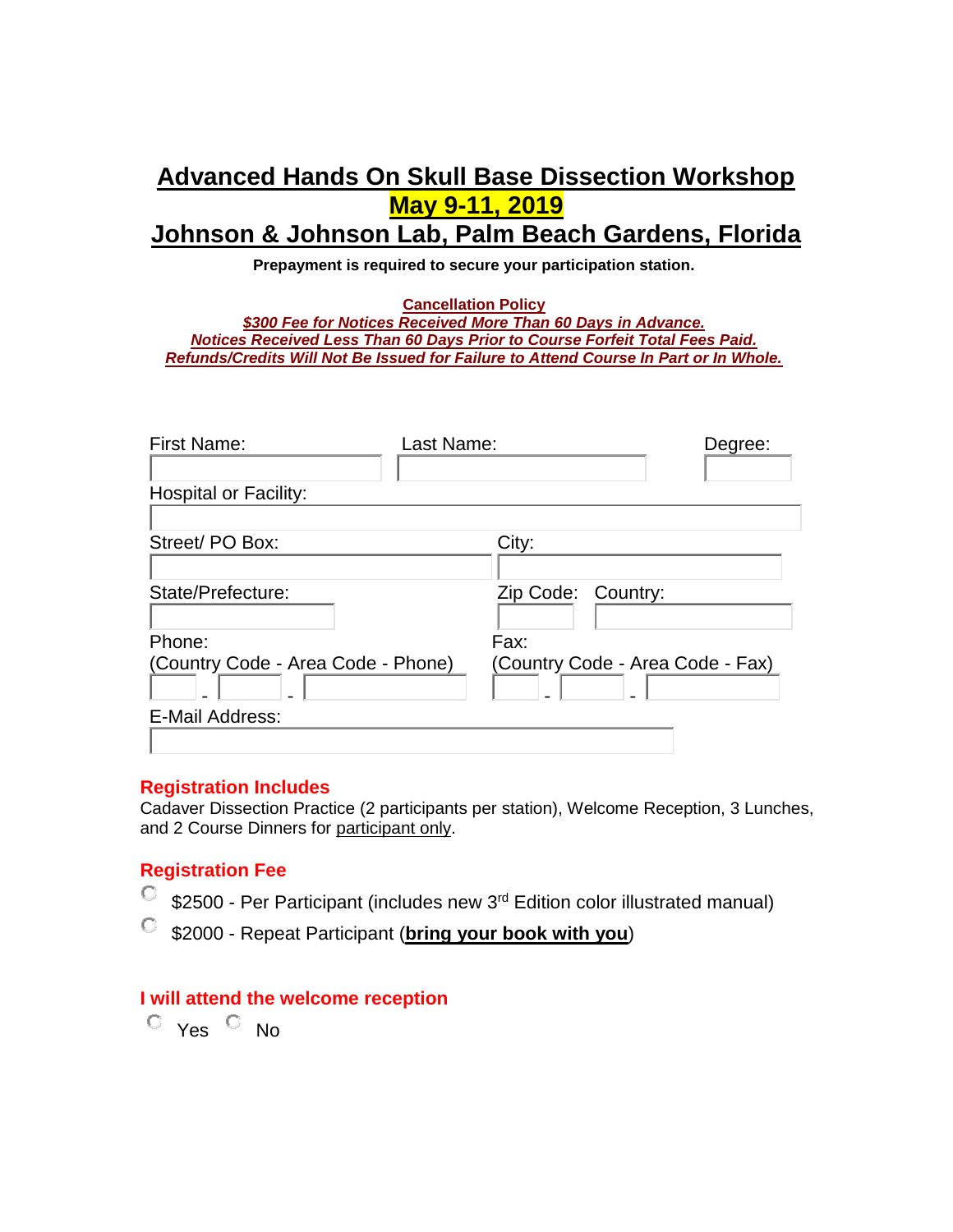# Advanced Hands On Skull Base Dissection Workshop

# May 9-11, 2019

# Johnson & Johnson Lab, Palm Beach Gardens, Florida

**Prepayment is required to secure your participation station.**

**Cancellation Policy**

***$300 Fee for Notices Received More Than 60 Days in Advance.***

***Notices Received Less Than 60 Days Prior to Course Forfeit Total Fees Paid.***

***Refunds/Credits Will Not Be Issued for Failure to Attend Course In Part or In Whole.***

First Name: \_\_\_\_\_\_\_\_ Last Name: \_\_\_\_\_\_\_\_ Degree: \_\_\_\_\_\_\_\_

Hospital or Facility: \_\_\_\_\_\_\_\_

Street/ PO Box: \_\_\_\_\_\_\_\_ City: \_\_\_\_\_\_\_\_

State/Prefecture: \_\_\_\_\_\_\_\_ Zip Code: \_\_\_\_\_\_\_\_ Country: \_\_\_\_\_\_\_\_

Phone:
(Country Code - Area Code - Phone)
\_\_\_\_ - \_\_\_\_ - \_\_\_\_\_\_\_\_

Fax:
(Country Code - Area Code - Fax)
\_\_\_\_ - \_\_\_\_ - \_\_\_\_\_\_\_\_

E-Mail Address: \_\_\_\_\_\_\_\_

### Registration Includes

Cadaver Dissection Practice (2 participants per station), Welcome Reception, 3 Lunches, and 2 Course Dinners for participant only.

### Registration Fee

- ○ $2500 - Per Participant (includes new 3rd Edition color illustrated manual)
- ○ $2000 - Repeat Participant (**bring your book with you**)

### I will attend the welcome reception

○ Yes ○ No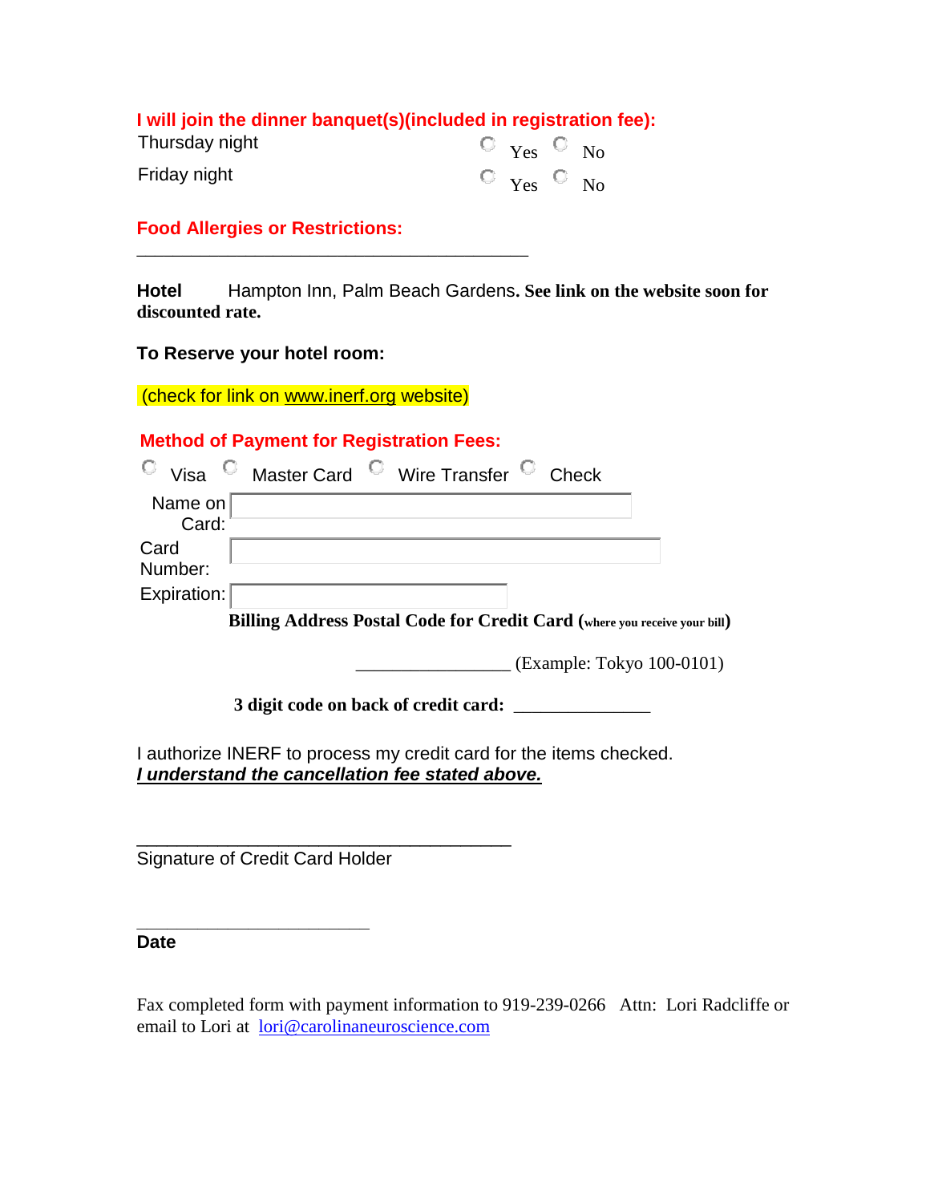**I will join the dinner banquet(s)(included in registration fee):**

Thursday night ○ Yes ○ No

Friday night ○ Yes ○ No

**Food Allergies or Restrictions:**

_____________________________________________

**Hotel** Hampton Inn, Palm Beach Gardens**. See link on the website soon for discounted rate.**

**To Reserve your hotel room:**

(check for link on www.inerf.org website)

**Method of Payment for Registration Fees:**

○ Visa ○ Master Card ○ Wire Transfer ○ Check

Name on Card:

Card Number:

Expiration:

**Billing Address Postal Code for Credit Card (where you receive your bill)**

_________________ (Example: Tokyo 100-0101)

**3 digit code on back of credit card:** _______________

I authorize INERF to process my credit card for the items checked.
***I understand the cancellation fee stated above.***

_______________________________________

Signature of Credit Card Holder

__________________________

**Date**

Fax completed form with payment information to 919-239-0266 Attn: Lori Radcliffe or email to Lori at lori@carolinaneuroscience.com